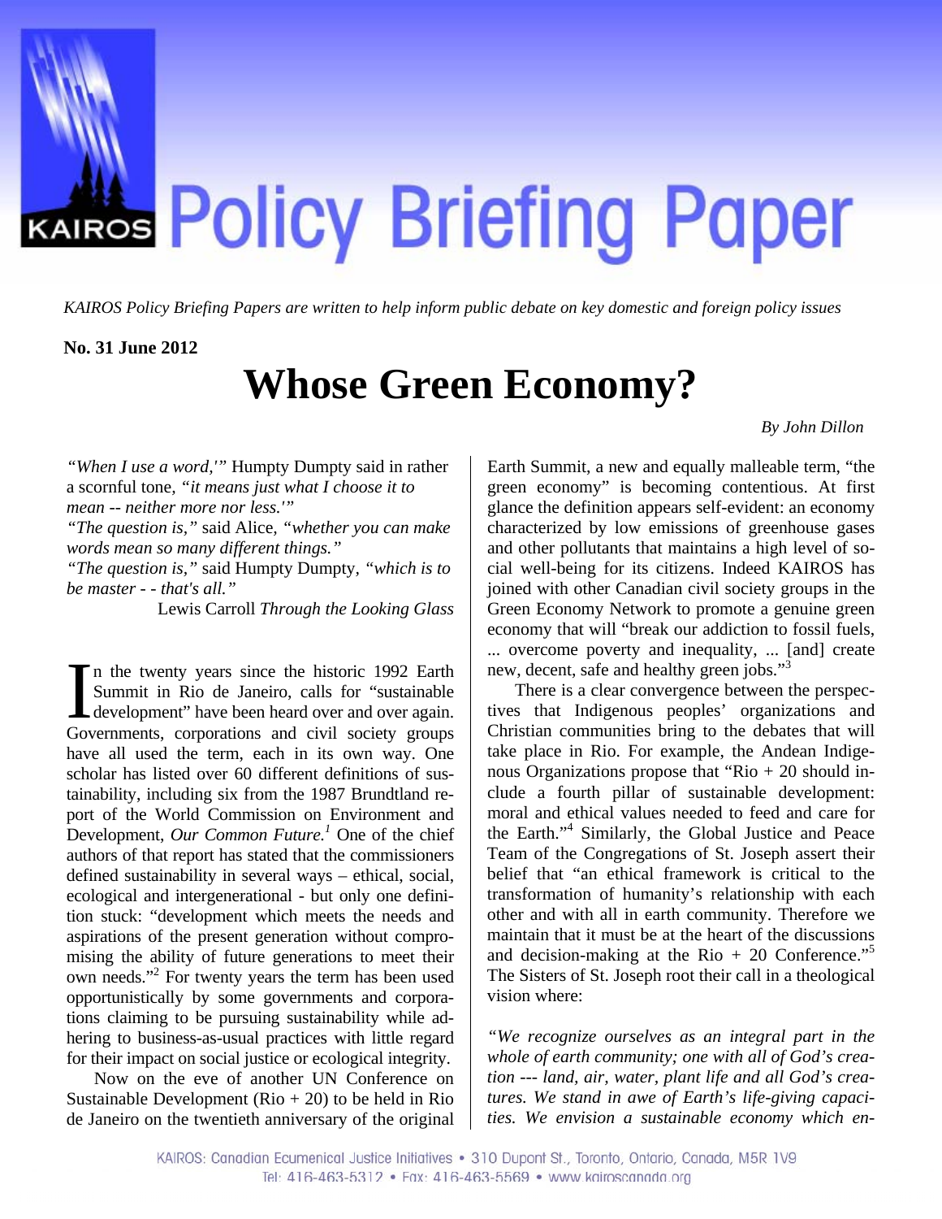# KAIROS Policy Briefing Paper

*KAIROS Policy Briefing Papers are written to help inform public debate on key domestic and foreign policy issues*

**No. 31 June 2012**

# Whose Green Economy?

*By John Dillon*

*"When I use a word,'"* Humpty Dumpty said in rather a scornful tone, *"it means just what I choose it to mean -- neither more nor less.'"*
*"The question is,"* said Alice, *"whether you can make words mean so many different things."*
*"The question is,"* said Humpty Dumpty, *"which is to be master - - that's all."*

Lewis Carroll *Through the Looking Glass*

In the twenty years since the historic 1992 Earth Summit in Rio de Janeiro, calls for "sustainable development" have been heard over and over again. Governments, corporations and civil society groups have all used the term, each in its own way. One scholar has listed over 60 different definitions of sustainability, including six from the 1987 Brundtland report of the World Commission on Environment and Development, *Our Common Future.*[1] One of the chief authors of that report has stated that the commissioners defined sustainability in several ways – ethical, social, ecological and intergenerational - but only one definition stuck: "development which meets the needs and aspirations of the present generation without compromising the ability of future generations to meet their own needs."[2] For twenty years the term has been used opportunistically by some governments and corporations claiming to be pursuing sustainability while adhering to business-as-usual practices with little regard for their impact on social justice or ecological integrity.

Now on the eve of another UN Conference on Sustainable Development (Rio + 20) to be held in Rio de Janeiro on the twentieth anniversary of the original Earth Summit, a new and equally malleable term, "the green economy" is becoming contentious. At first glance the definition appears self-evident: an economy characterized by low emissions of greenhouse gases and other pollutants that maintains a high level of social well-being for its citizens. Indeed KAIROS has joined with other Canadian civil society groups in the Green Economy Network to promote a genuine green economy that will "break our addiction to fossil fuels, ... overcome poverty and inequality, ... [and] create new, decent, safe and healthy green jobs."[3]

There is a clear convergence between the perspectives that Indigenous peoples' organizations and Christian communities bring to the debates that will take place in Rio. For example, the Andean Indigenous Organizations propose that "Rio + 20 should include a fourth pillar of sustainable development: moral and ethical values needed to feed and care for the Earth."[4] Similarly, the Global Justice and Peace Team of the Congregations of St. Joseph assert their belief that "an ethical framework is critical to the transformation of humanity's relationship with each other and with all in earth community. Therefore we maintain that it must be at the heart of the discussions and decision-making at the Rio + 20 Conference."[5] The Sisters of St. Joseph root their call in a theological vision where:

*"We recognize ourselves as an integral part in the whole of earth community; one with all of God's creation --- land, air, water, plant life and all God's creatures. We stand in awe of Earth's life-giving capacities. We envision a sustainable economy which en-*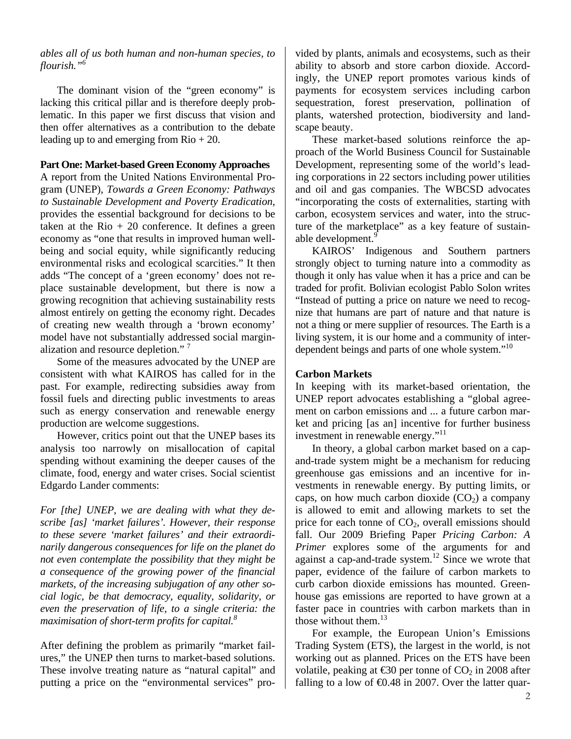*ables all of us both human and non-human species, to flourish."*[6]

The dominant vision of the "green economy" is lacking this critical pillar and is therefore deeply problematic. In this paper we first discuss that vision and then offer alternatives as a contribution to the debate leading up to and emerging from Rio + 20.

**Part One: Market-based Green Economy Approaches**

A report from the United Nations Environmental Program (UNEP), *Towards a Green Economy: Pathways to Sustainable Development and Poverty Eradication*, provides the essential background for decisions to be taken at the Rio + 20 conference. It defines a green economy as "one that results in improved human well-being and social equity, while significantly reducing environmental risks and ecological scarcities." It then adds "The concept of a 'green economy' does not replace sustainable development, but there is now a growing recognition that achieving sustainability rests almost entirely on getting the economy right. Decades of creating new wealth through a 'brown economy' model have not substantially addressed social marginalization and resource depletion." [7]

Some of the measures advocated by the UNEP are consistent with what KAIROS has called for in the past. For example, redirecting subsidies away from fossil fuels and directing public investments to areas such as energy conservation and renewable energy production are welcome suggestions.

However, critics point out that the UNEP bases its analysis too narrowly on misallocation of capital spending without examining the deeper causes of the climate, food, energy and water crises. Social scientist Edgardo Lander comments:

*For [the] UNEP, we are dealing with what they describe [as] 'market failures'. However, their response to these severe 'market failures' and their extraordinarily dangerous consequences for life on the planet do not even contemplate the possibility that they might be a consequence of the growing power of the financial markets, of the increasing subjugation of any other social logic, be that democracy, equality, solidarity, or even the preservation of life, to a single criteria: the maximisation of short-term profits for capital.*[8]

After defining the problem as primarily "market failures," the UNEP then turns to market-based solutions. These involve treating nature as "natural capital" and putting a price on the "environmental services" provided by plants, animals and ecosystems, such as their ability to absorb and store carbon dioxide. Accordingly, the UNEP report promotes various kinds of payments for ecosystem services including carbon sequestration, forest preservation, pollination of plants, watershed protection, biodiversity and landscape beauty.

These market-based solutions reinforce the approach of the World Business Council for Sustainable Development, representing some of the world's leading corporations in 22 sectors including power utilities and oil and gas companies. The WBCSD advocates "incorporating the costs of externalities, starting with carbon, ecosystem services and water, into the structure of the marketplace" as a key feature of sustainable development.[9]

KAIROS' Indigenous and Southern partners strongly object to turning nature into a commodity as though it only has value when it has a price and can be traded for profit. Bolivian ecologist Pablo Solon writes "Instead of putting a price on nature we need to recognize that humans are part of nature and that nature is not a thing or mere supplier of resources. The Earth is a living system, it is our home and a community of interdependent beings and parts of one whole system."[10]

**Carbon Markets**

In keeping with its market-based orientation, the UNEP report advocates establishing a "global agreement on carbon emissions and ... a future carbon market and pricing [as an] incentive for further business investment in renewable energy."[11]

In theory, a global carbon market based on a cap-and-trade system might be a mechanism for reducing greenhouse gas emissions and an incentive for investments in renewable energy. By putting limits, or caps, on how much carbon dioxide ($CO_2$) a company is allowed to emit and allowing markets to set the price for each tonne of $CO_2$, overall emissions should fall. Our 2009 Briefing Paper *Pricing Carbon: A Primer* explores some of the arguments for and against a cap-and-trade system.[12] Since we wrote that paper, evidence of the failure of carbon markets to curb carbon dioxide emissions has mounted. Greenhouse gas emissions are reported to have grown at a faster pace in countries with carbon markets than in those without them.[13]

For example, the European Union's Emissions Trading System (ETS), the largest in the world, is not working out as planned. Prices on the ETS have been volatile, peaking at €30 per tonne of $CO_2$ in 2008 after falling to a low of €0.48 in 2007. Over the latter quar-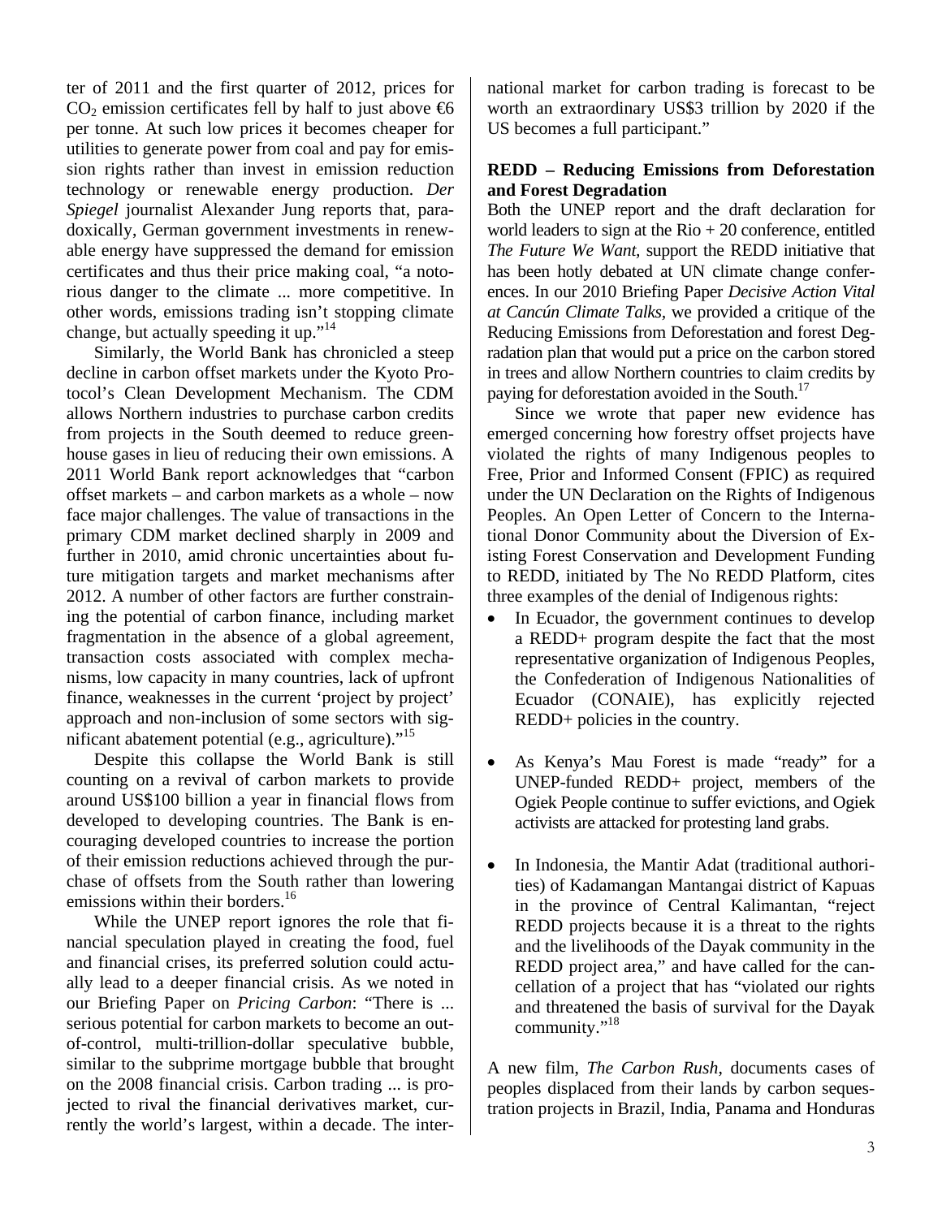ter of 2011 and the first quarter of 2012, prices for $CO_2$ emission certificates fell by half to just above €6 per tonne. At such low prices it becomes cheaper for utilities to generate power from coal and pay for emission rights rather than invest in emission reduction technology or renewable energy production. *Der Spiegel* journalist Alexander Jung reports that, paradoxically, German government investments in renewable energy have suppressed the demand for emission certificates and thus their price making coal, "a notorious danger to the climate ... more competitive. In other words, emissions trading isn't stopping climate change, but actually speeding it up."[14]

Similarly, the World Bank has chronicled a steep decline in carbon offset markets under the Kyoto Protocol's Clean Development Mechanism. The CDM allows Northern industries to purchase carbon credits from projects in the South deemed to reduce greenhouse gases in lieu of reducing their own emissions. A 2011 World Bank report acknowledges that "carbon offset markets – and carbon markets as a whole – now face major challenges. The value of transactions in the primary CDM market declined sharply in 2009 and further in 2010, amid chronic uncertainties about future mitigation targets and market mechanisms after 2012. A number of other factors are further constraining the potential of carbon finance, including market fragmentation in the absence of a global agreement, transaction costs associated with complex mechanisms, low capacity in many countries, lack of upfront finance, weaknesses in the current 'project by project' approach and non-inclusion of some sectors with significant abatement potential (e.g., agriculture)."[15]

Despite this collapse the World Bank is still counting on a revival of carbon markets to provide around US$100 billion a year in financial flows from developed to developing countries. The Bank is encouraging developed countries to increase the portion of their emission reductions achieved through the purchase of offsets from the South rather than lowering emissions within their borders.[16]

While the UNEP report ignores the role that financial speculation played in creating the food, fuel and financial crises, its preferred solution could actually lead to a deeper financial crisis. As we noted in our Briefing Paper on *Pricing Carbon*: "There is ... serious potential for carbon markets to become an out-of-control, multi-trillion-dollar speculative bubble, similar to the subprime mortgage bubble that brought on the 2008 financial crisis. Carbon trading ... is projected to rival the financial derivatives market, currently the world's largest, within a decade. The international market for carbon trading is forecast to be worth an extraordinary US$3 trillion by 2020 if the US becomes a full participant."

**REDD – Reducing Emissions from Deforestation and Forest Degradation**

Both the UNEP report and the draft declaration for world leaders to sign at the Rio + 20 conference, entitled *The Future We Want,* support the REDD initiative that has been hotly debated at UN climate change conferences. In our 2010 Briefing Paper *Decisive Action Vital at Cancún Climate Talks,* we provided a critique of the Reducing Emissions from Deforestation and forest Degradation plan that would put a price on the carbon stored in trees and allow Northern countries to claim credits by paying for deforestation avoided in the South.[17]

Since we wrote that paper new evidence has emerged concerning how forestry offset projects have violated the rights of many Indigenous peoples to Free, Prior and Informed Consent (FPIC) as required under the UN Declaration on the Rights of Indigenous Peoples. An Open Letter of Concern to the International Donor Community about the Diversion of Existing Forest Conservation and Development Funding to REDD, initiated by The No REDD Platform, cites three examples of the denial of Indigenous rights:

- In Ecuador, the government continues to develop a REDD+ program despite the fact that the most representative organization of Indigenous Peoples, the Confederation of Indigenous Nationalities of Ecuador (CONAIE), has explicitly rejected REDD+ policies in the country.

- As Kenya's Mau Forest is made "ready" for a UNEP-funded REDD+ project, members of the Ogiek People continue to suffer evictions, and Ogiek activists are attacked for protesting land grabs.

- In Indonesia, the Mantir Adat (traditional authorities) of Kadamangan Mantangai district of Kapuas in the province of Central Kalimantan, "reject REDD projects because it is a threat to the rights and the livelihoods of the Dayak community in the REDD project area," and have called for the cancellation of a project that has "violated our rights and threatened the basis of survival for the Dayak community."[18]

A new film, *The Carbon Rush*, documents cases of peoples displaced from their lands by carbon sequestration projects in Brazil, India, Panama and Honduras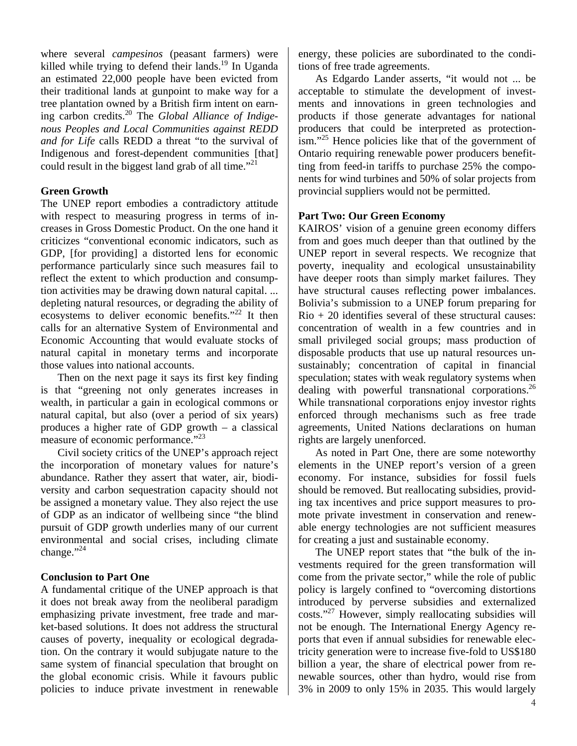where several *campesinos* (peasant farmers) were killed while trying to defend their lands.[19] In Uganda an estimated 22,000 people have been evicted from their traditional lands at gunpoint to make way for a tree plantation owned by a British firm intent on earning carbon credits.[20] The *Global Alliance of Indigenous Peoples and Local Communities against REDD and for Life* calls REDD a threat "to the survival of Indigenous and forest-dependent communities [that] could result in the biggest land grab of all time."[21]

**Green Growth**

The UNEP report embodies a contradictory attitude with respect to measuring progress in terms of increases in Gross Domestic Product. On the one hand it criticizes "conventional economic indicators, such as GDP, [for providing] a distorted lens for economic performance particularly since such measures fail to reflect the extent to which production and consumption activities may be drawing down natural capital. ... depleting natural resources, or degrading the ability of ecosystems to deliver economic benefits."[22] It then calls for an alternative System of Environmental and Economic Accounting that would evaluate stocks of natural capital in monetary terms and incorporate those values into national accounts.

Then on the next page it says its first key finding is that "greening not only generates increases in wealth, in particular a gain in ecological commons or natural capital, but also (over a period of six years) produces a higher rate of GDP growth – a classical measure of economic performance."[23]

Civil society critics of the UNEP's approach reject the incorporation of monetary values for nature's abundance. Rather they assert that water, air, biodiversity and carbon sequestration capacity should not be assigned a monetary value. They also reject the use of GDP as an indicator of wellbeing since "the blind pursuit of GDP growth underlies many of our current environmental and social crises, including climate change."[24]

**Conclusion to Part One**

A fundamental critique of the UNEP approach is that it does not break away from the neoliberal paradigm emphasizing private investment, free trade and market-based solutions. It does not address the structural causes of poverty, inequality or ecological degradation. On the contrary it would subjugate nature to the same system of financial speculation that brought on the global economic crisis. While it favours public policies to induce private investment in renewable energy, these policies are subordinated to the conditions of free trade agreements.

As Edgardo Lander asserts, "it would not ... be acceptable to stimulate the development of investments and innovations in green technologies and products if those generate advantages for national producers that could be interpreted as protectionism."[25] Hence policies like that of the government of Ontario requiring renewable power producers benefitting from feed-in tariffs to purchase 25% the components for wind turbines and 50% of solar projects from provincial suppliers would not be permitted.

**Part Two: Our Green Economy**

KAIROS' vision of a genuine green economy differs from and goes much deeper than that outlined by the UNEP report in several respects. We recognize that poverty, inequality and ecological unsustainability have deeper roots than simply market failures. They have structural causes reflecting power imbalances. Bolivia's submission to a UNEP forum preparing for Rio + 20 identifies several of these structural causes: concentration of wealth in a few countries and in small privileged social groups; mass production of disposable products that use up natural resources unsustainably; concentration of capital in financial speculation; states with weak regulatory systems when dealing with powerful transnational corporations.[26] While transnational corporations enjoy investor rights enforced through mechanisms such as free trade agreements, United Nations declarations on human rights are largely unenforced.

As noted in Part One, there are some noteworthy elements in the UNEP report's version of a green economy. For instance, subsidies for fossil fuels should be removed. But reallocating subsidies, providing tax incentives and price support measures to promote private investment in conservation and renewable energy technologies are not sufficient measures for creating a just and sustainable economy.

The UNEP report states that "the bulk of the investments required for the green transformation will come from the private sector," while the role of public policy is largely confined to "overcoming distortions introduced by perverse subsidies and externalized costs."[27] However, simply reallocating subsidies will not be enough. The International Energy Agency reports that even if annual subsidies for renewable electricity generation were to increase five-fold to US$180 billion a year, the share of electrical power from renewable sources, other than hydro, would rise from 3% in 2009 to only 15% in 2035. This would largely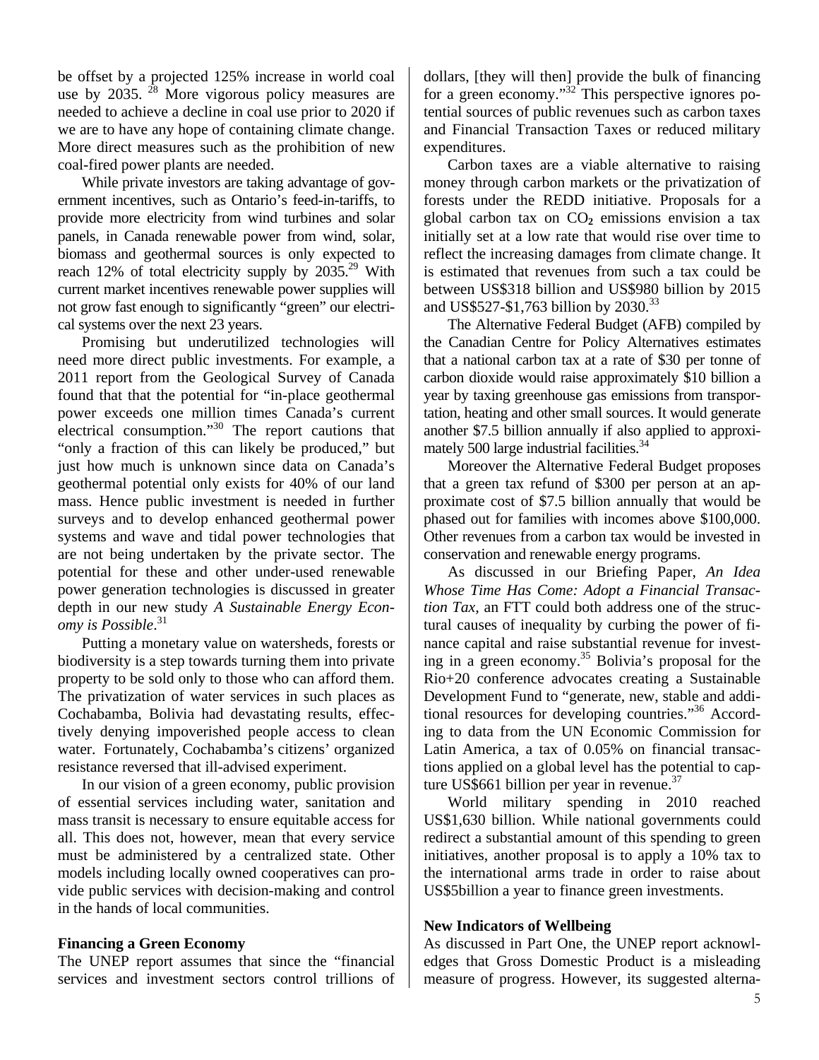be offset by a projected 125% increase in world coal use by 2035. [28] More vigorous policy measures are needed to achieve a decline in coal use prior to 2020 if we are to have any hope of containing climate change. More direct measures such as the prohibition of new coal-fired power plants are needed.

While private investors are taking advantage of government incentives, such as Ontario's feed-in-tariffs, to provide more electricity from wind turbines and solar panels, in Canada renewable power from wind, solar, biomass and geothermal sources is only expected to reach 12% of total electricity supply by 2035.[29] With current market incentives renewable power supplies will not grow fast enough to significantly "green" our electrical systems over the next 23 years.

Promising but underutilized technologies will need more direct public investments. For example, a 2011 report from the Geological Survey of Canada found that that the potential for "in-place geothermal power exceeds one million times Canada's current electrical consumption."[30] The report cautions that "only a fraction of this can likely be produced," but just how much is unknown since data on Canada's geothermal potential only exists for 40% of our land mass. Hence public investment is needed in further surveys and to develop enhanced geothermal power systems and wave and tidal power technologies that are not being undertaken by the private sector. The potential for these and other under-used renewable power generation technologies is discussed in greater depth in our new study *A Sustainable Energy Economy is Possible*.[31]

Putting a monetary value on watersheds, forests or biodiversity is a step towards turning them into private property to be sold only to those who can afford them. The privatization of water services in such places as Cochabamba, Bolivia had devastating results, effectively denying impoverished people access to clean water. Fortunately, Cochabamba's citizens' organized resistance reversed that ill-advised experiment.

In our vision of a green economy, public provision of essential services including water, sanitation and mass transit is necessary to ensure equitable access for all. This does not, however, mean that every service must be administered by a centralized state. Other models including locally owned cooperatives can provide public services with decision-making and control in the hands of local communities.

**Financing a Green Economy**

The UNEP report assumes that since the "financial services and investment sectors control trillions of dollars, [they will then] provide the bulk of financing for a green economy."[32] This perspective ignores potential sources of public revenues such as carbon taxes and Financial Transaction Taxes or reduced military expenditures.

Carbon taxes are a viable alternative to raising money through carbon markets or the privatization of forests under the REDD initiative. Proposals for a global carbon tax on $CO_2$ emissions envision a tax initially set at a low rate that would rise over time to reflect the increasing damages from climate change. It is estimated that revenues from such a tax could be between US$318 billion and US$980 billion by 2015 and US$527-$1,763 billion by 2030.[33]

The Alternative Federal Budget (AFB) compiled by the Canadian Centre for Policy Alternatives estimates that a national carbon tax at a rate of $30 per tonne of carbon dioxide would raise approximately $10 billion a year by taxing greenhouse gas emissions from transportation, heating and other small sources. It would generate another $7.5 billion annually if also applied to approximately 500 large industrial facilities.[34]

Moreover the Alternative Federal Budget proposes that a green tax refund of $300 per person at an approximate cost of $7.5 billion annually that would be phased out for families with incomes above $100,000. Other revenues from a carbon tax would be invested in conservation and renewable energy programs.

As discussed in our Briefing Paper, *An Idea Whose Time Has Come: Adopt a Financial Transaction Tax*, an FTT could both address one of the structural causes of inequality by curbing the power of finance capital and raise substantial revenue for investing in a green economy.[35] Bolivia's proposal for the Rio+20 conference advocates creating a Sustainable Development Fund to "generate, new, stable and additional resources for developing countries."[36] According to data from the UN Economic Commission for Latin America, a tax of 0.05% on financial transactions applied on a global level has the potential to capture US$661 billion per year in revenue.[37]

World military spending in 2010 reached US$1,630 billion. While national governments could redirect a substantial amount of this spending to green initiatives, another proposal is to apply a 10% tax to the international arms trade in order to raise about US$5billion a year to finance green investments.

**New Indicators of Wellbeing**

As discussed in Part One, the UNEP report acknowledges that Gross Domestic Product is a misleading measure of progress. However, its suggested alterna-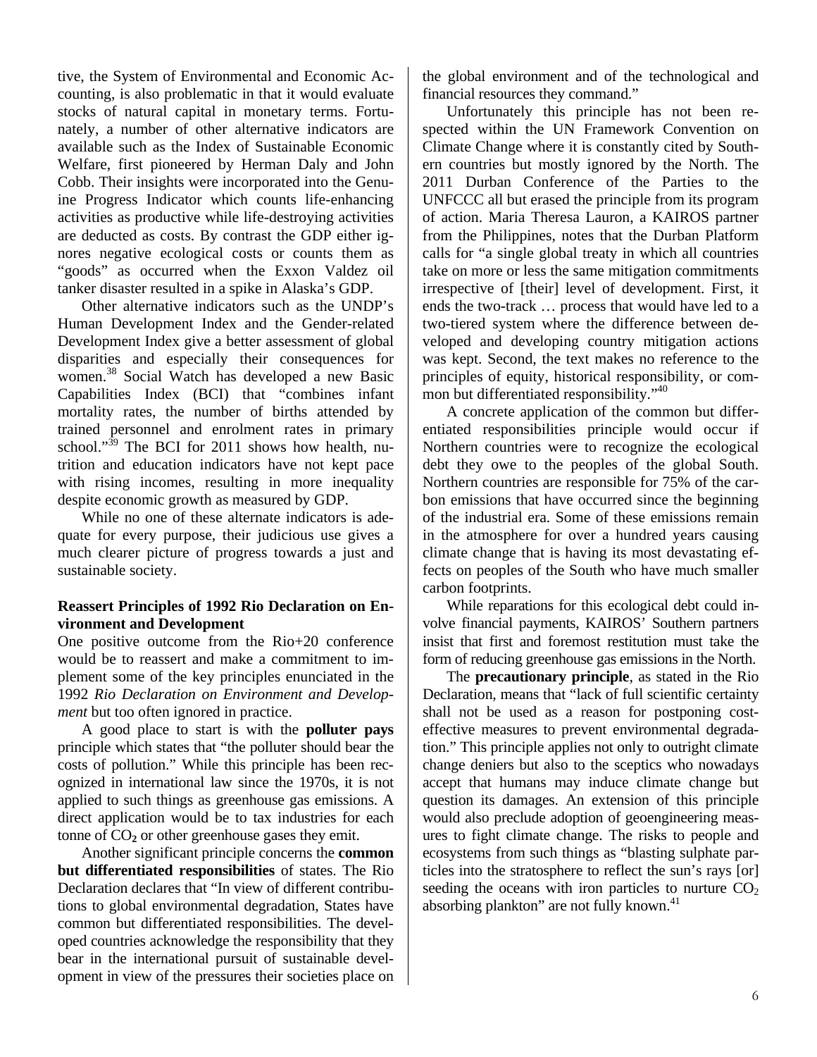tive, the System of Environmental and Economic Accounting, is also problematic in that it would evaluate stocks of natural capital in monetary terms. Fortunately, a number of other alternative indicators are available such as the Index of Sustainable Economic Welfare, first pioneered by Herman Daly and John Cobb. Their insights were incorporated into the Genuine Progress Indicator which counts life-enhancing activities as productive while life-destroying activities are deducted as costs. By contrast the GDP either ignores negative ecological costs or counts them as "goods" as occurred when the Exxon Valdez oil tanker disaster resulted in a spike in Alaska's GDP.

Other alternative indicators such as the UNDP's Human Development Index and the Gender-related Development Index give a better assessment of global disparities and especially their consequences for women.[38] Social Watch has developed a new Basic Capabilities Index (BCI) that "combines infant mortality rates, the number of births attended by trained personnel and enrolment rates in primary school."[39] The BCI for 2011 shows how health, nutrition and education indicators have not kept pace with rising incomes, resulting in more inequality despite economic growth as measured by GDP.

While no one of these alternate indicators is adequate for every purpose, their judicious use gives a much clearer picture of progress towards a just and sustainable society.

**Reassert Principles of 1992 Rio Declaration on Environment and Development**

One positive outcome from the Rio+20 conference would be to reassert and make a commitment to implement some of the key principles enunciated in the 1992 *Rio Declaration on Environment and Development* but too often ignored in practice.

A good place to start is with the **polluter pays** principle which states that "the polluter should bear the costs of pollution." While this principle has been recognized in international law since the 1970s, it is not applied to such things as greenhouse gas emissions. A direct application would be to tax industries for each tonne of $CO_2$ or other greenhouse gases they emit.

Another significant principle concerns the **common but differentiated responsibilities** of states. The Rio Declaration declares that "In view of different contributions to global environmental degradation, States have common but differentiated responsibilities. The developed countries acknowledge the responsibility that they bear in the international pursuit of sustainable development in view of the pressures their societies place on the global environment and of the technological and financial resources they command."

Unfortunately this principle has not been respected within the UN Framework Convention on Climate Change where it is constantly cited by Southern countries but mostly ignored by the North. The 2011 Durban Conference of the Parties to the UNFCCC all but erased the principle from its program of action. Maria Theresa Lauron, a KAIROS partner from the Philippines, notes that the Durban Platform calls for "a single global treaty in which all countries take on more or less the same mitigation commitments irrespective of [their] level of development. First, it ends the two-track … process that would have led to a two-tiered system where the difference between developed and developing country mitigation actions was kept. Second, the text makes no reference to the principles of equity, historical responsibility, or common but differentiated responsibility."[40]

A concrete application of the common but differentiated responsibilities principle would occur if Northern countries were to recognize the ecological debt they owe to the peoples of the global South. Northern countries are responsible for 75% of the carbon emissions that have occurred since the beginning of the industrial era. Some of these emissions remain in the atmosphere for over a hundred years causing climate change that is having its most devastating effects on peoples of the South who have much smaller carbon footprints.

While reparations for this ecological debt could involve financial payments, KAIROS' Southern partners insist that first and foremost restitution must take the form of reducing greenhouse gas emissions in the North.

The **precautionary principle**, as stated in the Rio Declaration, means that "lack of full scientific certainty shall not be used as a reason for postponing cost-effective measures to prevent environmental degradation." This principle applies not only to outright climate change deniers but also to the sceptics who nowadays accept that humans may induce climate change but question its damages. An extension of this principle would also preclude adoption of geoengineering measures to fight climate change. The risks to people and ecosystems from such things as "blasting sulphate particles into the stratosphere to reflect the sun's rays [or] seeding the oceans with iron particles to nurture $CO_2$ absorbing plankton" are not fully known.[41]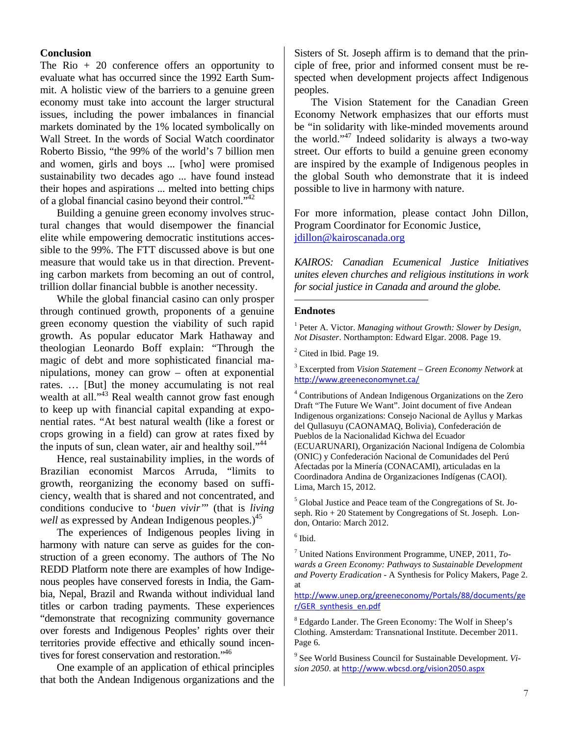## Conclusion

The Rio + 20 conference offers an opportunity to evaluate what has occurred since the 1992 Earth Summit. A holistic view of the barriers to a genuine green economy must take into account the larger structural issues, including the power imbalances in financial markets dominated by the 1% located symbolically on Wall Street. In the words of Social Watch coordinator Roberto Bissio, "the 99% of the world's 7 billion men and women, girls and boys ... [who] were promised sustainability two decades ago ... have found instead their hopes and aspirations ... melted into betting chips of a global financial casino beyond their control."[42]

Building a genuine green economy involves structural changes that would disempower the financial elite while empowering democratic institutions accessible to the 99%. The FTT discussed above is but one measure that would take us in that direction. Preventing carbon markets from becoming an out of control, trillion dollar financial bubble is another necessity.

While the global financial casino can only prosper through continued growth, proponents of a genuine green economy question the viability of such rapid growth. As popular educator Mark Hathaway and theologian Leonardo Boff explain: "Through the magic of debt and more sophisticated financial manipulations, money can grow – often at exponential rates. … [But] the money accumulating is not real wealth at all."[43] Real wealth cannot grow fast enough to keep up with financial capital expanding at exponential rates. "At best natural wealth (like a forest or crops growing in a field) can grow at rates fixed by the inputs of sun, clean water, air and healthy soil."[44]

Hence, real sustainability implies, in the words of Brazilian economist Marcos Arruda, "limits to growth, reorganizing the economy based on sufficiency, wealth that is shared and not concentrated, and conditions conducive to '*buen vivir'*" (that is *living well* as expressed by Andean Indigenous peoples.)[45]

The experiences of Indigenous peoples living in harmony with nature can serve as guides for the construction of a green economy. The authors of The No REDD Platform note there are examples of how Indigenous peoples have conserved forests in India, the Gambia, Nepal, Brazil and Rwanda without individual land titles or carbon trading payments. These experiences "demonstrate that recognizing community governance over forests and Indigenous Peoples' rights over their territories provide effective and ethically sound incentives for forest conservation and restoration."[46]

One example of an application of ethical principles that both the Andean Indigenous organizations and the Sisters of St. Joseph affirm is to demand that the principle of free, prior and informed consent must be respected when development projects affect Indigenous peoples.

The Vision Statement for the Canadian Green Economy Network emphasizes that our efforts must be "in solidarity with like-minded movements around the world."[47] Indeed solidarity is always a two-way street. Our efforts to build a genuine green economy are inspired by the example of Indigenous peoples in the global South who demonstrate that it is indeed possible to live in harmony with nature.

For more information, please contact John Dillon, Program Coordinator for Economic Justice, jdillon@kairoscanada.org

*KAIROS: Canadian Ecumenical Justice Initiatives unites eleven churches and religious institutions in work for social justice in Canada and around the globe.*

---

### Endnotes

[1] Peter A. Victor. *Managing without Growth: Slower by Design, Not Disaster*. Northampton: Edward Elgar. 2008. Page 19.

[2] Cited in Ibid. Page 19.

[3] Excerpted from *Vision Statement – Green Economy Network* at http://www.greeneconomynet.ca/

[4] Contributions of Andean Indigenous Organizations on the Zero Draft "The Future We Want". Joint document of five Andean Indigenous organizations: Consejo Nacional de Ayllus y Markas del Qullasuyu (CAONAMAQ, Bolivia), Confederación de Pueblos de la Nacionalidad Kichwa del Ecuador (ECUARUNARI), Organización Nacional Indígena de Colombia (ONIC) y Confederación Nacional de Comunidades del Perú Afectadas por la Minería (CONACAMI), articuladas en la Coordinadora Andina de Organizaciones Indígenas (CAOI). Lima, March 15, 2012.

[5] Global Justice and Peace team of the Congregations of St. Joseph. Rio + 20 Statement by Congregations of St. Joseph. London, Ontario: March 2012.

[6] Ibid.

[7] United Nations Environment Programme, UNEP, 2011, *Towards a Green Economy: Pathways to Sustainable Development and Poverty Eradication* - A Synthesis for Policy Makers, Page 2. at http://www.unep.org/greeneconomy/Portals/88/documents/ger/GER_synthesis_en.pdf

[8] Edgardo Lander. The Green Economy: The Wolf in Sheep's Clothing. Amsterdam: Transnational Institute. December 2011. Page 6.

[9] See World Business Council for Sustainable Development. *Vision 2050*. at http://www.wbcsd.org/vision2050.aspx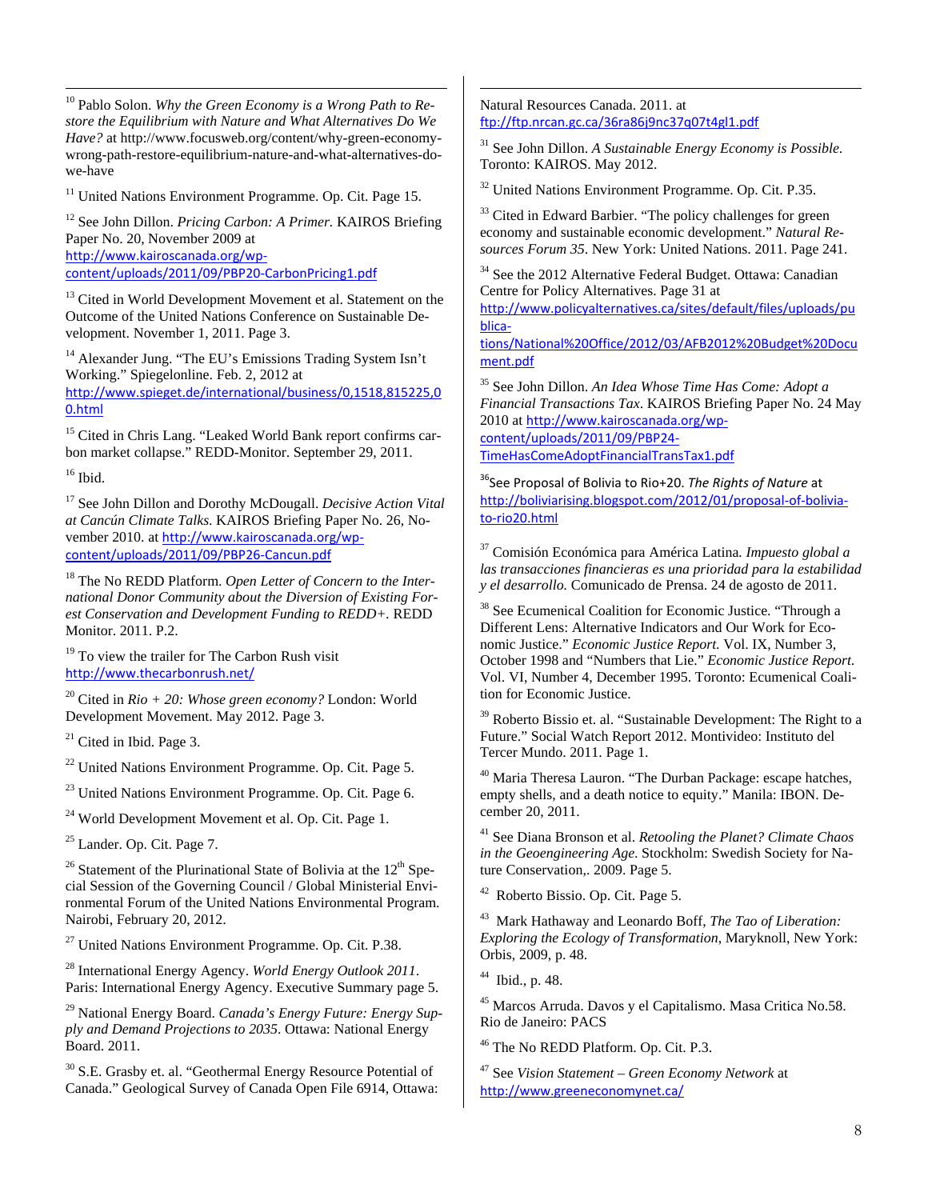[10] Pablo Solon. *Why the Green Economy is a Wrong Path to Restore the Equilibrium with Nature and What Alternatives Do We Have?* at http://www.focusweb.org/content/why-green-economy-wrong-path-restore-equilibrium-nature-and-what-alternatives-do-we-have

[11] United Nations Environment Programme. Op. Cit. Page 15.

[12] See John Dillon. *Pricing Carbon: A Primer.* KAIROS Briefing Paper No. 20, November 2009 at http://www.kairoscanada.org/wp-content/uploads/2011/09/PBP20-CarbonPricing1.pdf

[13] Cited in World Development Movement et al. Statement on the Outcome of the United Nations Conference on Sustainable Development. November 1, 2011. Page 3.

[14] Alexander Jung. "The EU's Emissions Trading System Isn't Working." Spiegelonline. Feb. 2, 2012 at http://www.spieget.de/international/business/0,1518,815225,00.html

[15] Cited in Chris Lang. "Leaked World Bank report confirms carbon market collapse." REDD-Monitor. September 29, 2011.

[16] Ibid.

[17] See John Dillon and Dorothy McDougall. *Decisive Action Vital at Cancún Climate Talks.* KAIROS Briefing Paper No. 26, November 2010. at http://www.kairoscanada.org/wp-content/uploads/2011/09/PBP26-Cancun.pdf

[18] The No REDD Platform. *Open Letter of Concern to the International Donor Community about the Diversion of Existing Forest Conservation and Development Funding to REDD+.* REDD Monitor. 2011. P.2.

[19] To view the trailer for The Carbon Rush visit http://www.thecarbonrush.net/

[20] Cited in *Rio + 20: Whose green economy?* London: World Development Movement. May 2012. Page 3.

[21] Cited in Ibid. Page 3.

[22] United Nations Environment Programme. Op. Cit. Page 5.

[23] United Nations Environment Programme. Op. Cit. Page 6.

[24] World Development Movement et al. Op. Cit. Page 1.

[25] Lander. Op. Cit. Page 7.

[26] Statement of the Plurinational State of Bolivia at the 12th Special Session of the Governing Council / Global Ministerial Environmental Forum of the United Nations Environmental Program. Nairobi, February 20, 2012.

[27] United Nations Environment Programme. Op. Cit. P.38.

[28] International Energy Agency. *World Energy Outlook 2011*. Paris: International Energy Agency. Executive Summary page 5.

[29] National Energy Board. *Canada's Energy Future: Energy Supply and Demand Projections to 2035*. Ottawa: National Energy Board. 2011.

[30] S.E. Grasby et. al. "Geothermal Energy Resource Potential of Canada." Geological Survey of Canada Open File 6914, Ottawa: Natural Resources Canada. 2011. at ftp://ftp.nrcan.gc.ca/36ra86j9nc37q07t4gl1.pdf

[31] See John Dillon. *A Sustainable Energy Economy is Possible.* Toronto: KAIROS. May 2012.

[32] United Nations Environment Programme. Op. Cit. P.35.

[33] Cited in Edward Barbier. "The policy challenges for green economy and sustainable economic development." *Natural Resources Forum 35*. New York: United Nations. 2011. Page 241.

[34] See the 2012 Alternative Federal Budget. Ottawa: Canadian Centre for Policy Alternatives. Page 31 at http://www.policyalternatives.ca/sites/default/files/uploads/publications/National%20Office/2012/03/AFB2012%20Budget%20Document.pdf

[35] See John Dillon. *An Idea Whose Time Has Come: Adopt a Financial Transactions Tax*. KAIROS Briefing Paper No. 24 May 2010 at http://www.kairoscanada.org/wp-content/uploads/2011/09/PBP24-TimeHasComeAdoptFinancialTransTax1.pdf

[36] See Proposal of Bolivia to Rio+20. *The Rights of Nature* at http://boliviarising.blogspot.com/2012/01/proposal-of-bolivia-to-rio20.html

[37] Comisión Económica para América Latina. *Impuesto global a las transacciones financieras es una prioridad para la estabilidad y el desarrollo.* Comunicado de Prensa. 24 de agosto de 2011.

[38] See Ecumenical Coalition for Economic Justice. "Through a Different Lens: Alternative Indicators and Our Work for Economic Justice." *Economic Justice Report.* Vol. IX, Number 3, October 1998 and "Numbers that Lie." *Economic Justice Report*. Vol. VI, Number 4, December 1995. Toronto: Ecumenical Coalition for Economic Justice.

[39] Roberto Bissio et. al. "Sustainable Development: The Right to a Future." Social Watch Report 2012. Montivideo: Instituto del Tercer Mundo. 2011. Page 1.

[40] Maria Theresa Lauron. "The Durban Package: escape hatches, empty shells, and a death notice to equity." Manila: IBON. December 20, 2011.

[41] See Diana Bronson et al. *Retooling the Planet? Climate Chaos in the Geoengineering Age.* Stockholm: Swedish Society for Nature Conservation,. 2009. Page 5.

[42] Roberto Bissio. Op. Cit. Page 5.

[43] Mark Hathaway and Leonardo Boff, *The Tao of Liberation: Exploring the Ecology of Transformation*, Maryknoll, New York: Orbis, 2009, p. 48.

[44] Ibid., p. 48.

[45] Marcos Arruda. Davos y el Capitalismo. Masa Critica No.58. Rio de Janeiro: PACS

[46] The No REDD Platform. Op. Cit. P.3.

[47] See *Vision Statement – Green Economy Network* at http://www.greeneconomynet.ca/